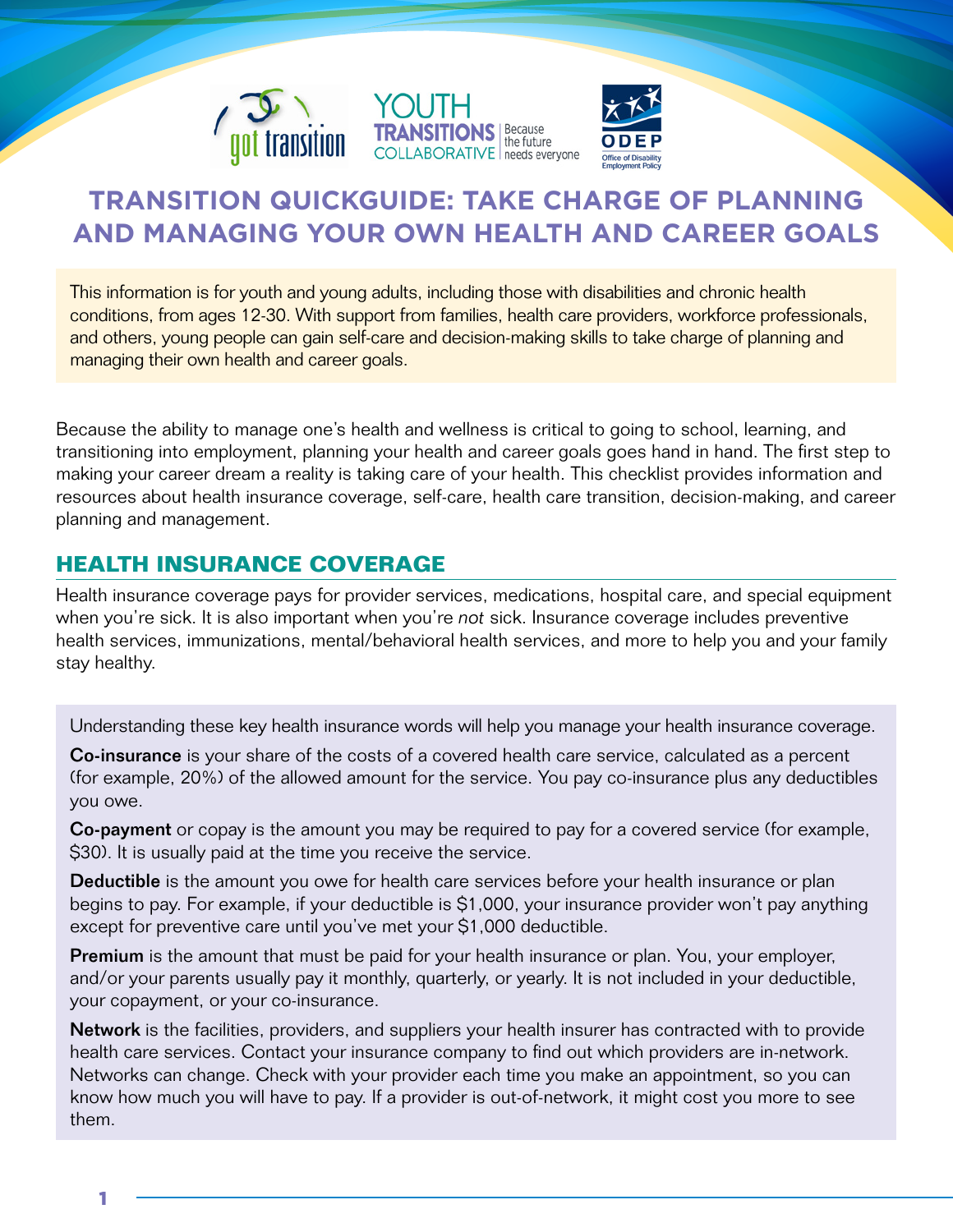# TRANSITION QUICKGUIDE: TAKE CHARGE OF PLANNING AND MANAGING YOUR OWN HEALTH AND CAREER GOALS

This information is for youth and young adults, including those with disabilities and chronic health conditions, from ages 12-30. With support from families, health care providers, workforce professionals, and others, young people can gain self-care and decision-making skills to take charge of planning and managing their own health and career goals.

Because the ability to manage one's health and wellness is critical to going to school, learning, and transitioning into employment, planning your health and career goals goes hand in hand. The first step to making your career dream a reality is taking care of your health. This checklist provides information and resources about health insurance coverage, self-care, health care transition, decision-making, and career planning and management.

## HEALTH INSURANCE COVERAGE

Health insurance coverage pays for provider services, medications, hospital care, and special equipment when you're sick. It is also important when you're *not* sick. Insurance coverage includes preventive health services, immunizations, mental/behavioral health services, and more to help you and your family stay healthy.

Understanding these key health insurance words will help you manage your health insurance coverage.

**Co-insurance** is your share of the costs of a covered health care service, calculated as a percent (for example, 20%) of the allowed amount for the service. You pay co-insurance plus any deductibles you owe.

**Co-payment** or copay is the amount you may be required to pay for a covered service (for example, $30). It is usually paid at the time you receive the service.

**Deductible** is the amount you owe for health care services before your health insurance or plan begins to pay. For example, if your deductible is $1,000, your insurance provider won't pay anything except for preventive care until you've met your $1,000 deductible.

**Premium** is the amount that must be paid for your health insurance or plan. You, your employer, and/or your parents usually pay it monthly, quarterly, or yearly. It is not included in your deductible, your copayment, or your co-insurance.

**Network** is the facilities, providers, and suppliers your health insurer has contracted with to provide health care services. Contact your insurance company to find out which providers are in-network. Networks can change. Check with your provider each time you make an appointment, so you can know how much you will have to pay. If a provider is out-of-network, it might cost you more to see them.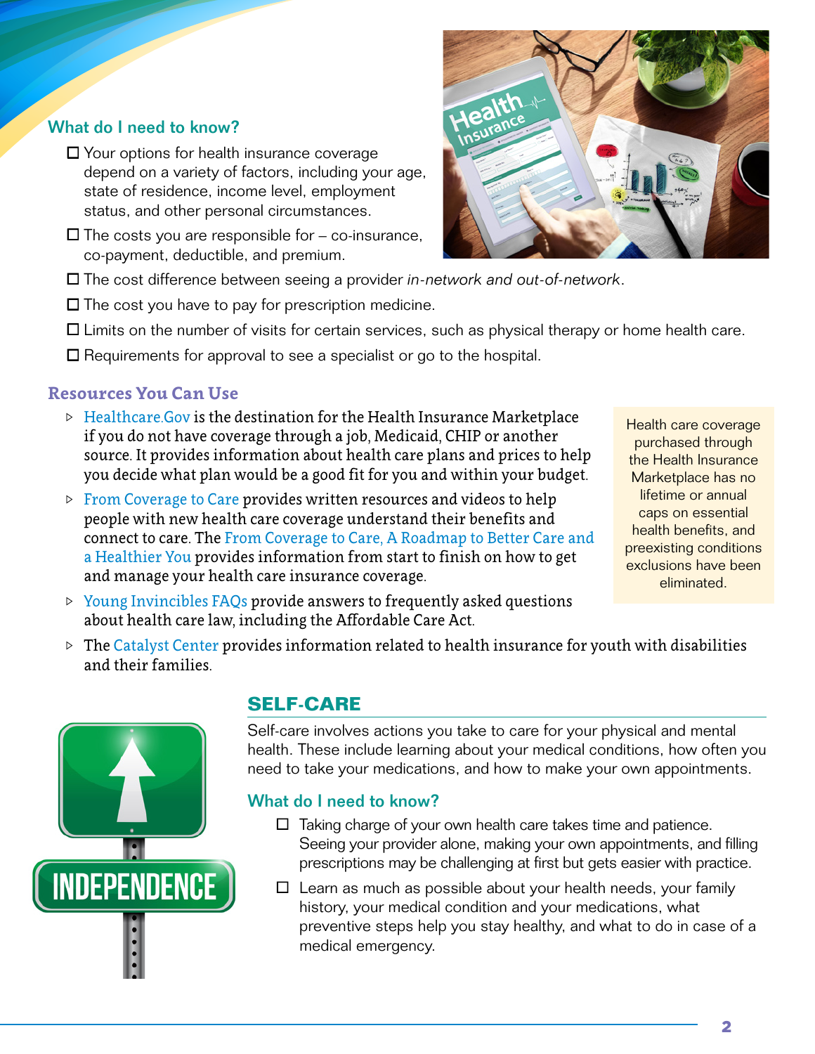### What do I need to know?

- ☐ Your options for health insurance coverage depend on a variety of factors, including your age, state of residence, income level, employment status, and other personal circumstances.
- ☐ The costs you are responsible for – co-insurance, co-payment, deductible, and premium.
- ☐ The cost difference between seeing a provider *in-network and out-of-network*.
- ☐ The cost you have to pay for prescription medicine.
- ☐ Limits on the number of visits for certain services, such as physical therapy or home health care.
- ☐ Requirements for approval to see a specialist or go to the hospital.

### Resources You Can Use

- Healthcare.Gov is the destination for the Health Insurance Marketplace if you do not have coverage through a job, Medicaid, CHIP or another source. It provides information about health care plans and prices to help you decide what plan would be a good fit for you and within your budget.
- From Coverage to Care provides written resources and videos to help people with new health care coverage understand their benefits and connect to care. The From Coverage to Care, A Roadmap to Better Care and a Healthier You provides information from start to finish on how to get and manage your health care insurance coverage.
- Young Invincibles FAQs provide answers to frequently asked questions about health care law, including the Affordable Care Act.
- The Catalyst Center provides information related to health insurance for youth with disabilities and their families.

Health care coverage purchased through the Health Insurance Marketplace has no lifetime or annual caps on essential health benefits, and preexisting conditions exclusions have been eliminated.

## SELF-CARE

Self-care involves actions you take to care for your physical and mental health. These include learning about your medical conditions, how often you need to take your medications, and how to make your own appointments.

### What do I need to know?

- ☐ Taking charge of your own health care takes time and patience. Seeing your provider alone, making your own appointments, and filling prescriptions may be challenging at first but gets easier with practice.
- ☐ Learn as much as possible about your health needs, your family history, your medical condition and your medications, what preventive steps help you stay healthy, and what to do in case of a medical emergency.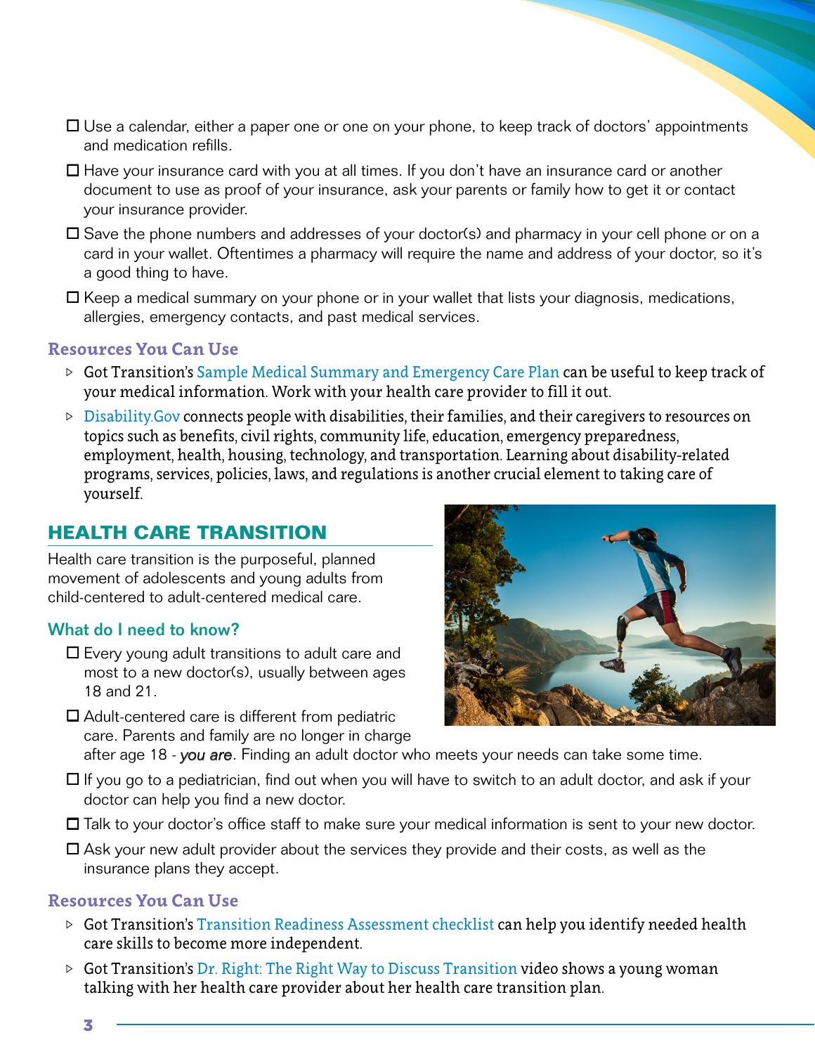- ☐ Use a calendar, either a paper one or one on your phone, to keep track of doctors' appointments and medication refills.
- ☐ Have your insurance card with you at all times. If you don't have an insurance card or another document to use as proof of your insurance, ask your parents or family how to get it or contact your insurance provider.
- ☐ Save the phone numbers and addresses of your doctor(s) and pharmacy in your cell phone or on a card in your wallet. Oftentimes a pharmacy will require the name and address of your doctor, so it's a good thing to have.
- ☐ Keep a medical summary on your phone or in your wallet that lists your diagnosis, medications, allergies, emergency contacts, and past medical services.

### Resources You Can Use

- Got Transition's Sample Medical Summary and Emergency Care Plan can be useful to keep track of your medical information. Work with your health care provider to fill it out.
- Disability.Gov connects people with disabilities, their families, and their caregivers to resources on topics such as benefits, civil rights, community life, education, emergency preparedness, employment, health, housing, technology, and transportation. Learning about disability-related programs, services, policies, laws, and regulations is another crucial element to taking care of yourself.

## HEALTH CARE TRANSITION

Health care transition is the purposeful, planned movement of adolescents and young adults from child-centered to adult-centered medical care.

### What do I need to know?

- ☐ Every young adult transitions to adult care and most to a new doctor(s), usually between ages 18 and 21.
- ☐ Adult-centered care is different from pediatric care. Parents and family are no longer in charge after age 18 - *you are*. Finding an adult doctor who meets your needs can take some time.
- ☐ If you go to a pediatrician, find out when you will have to switch to an adult doctor, and ask if your doctor can help you find a new doctor.
- ☐ Talk to your doctor's office staff to make sure your medical information is sent to your new doctor.
- ☐ Ask your new adult provider about the services they provide and their costs, as well as the insurance plans they accept.

### Resources You Can Use

- Got Transition's Transition Readiness Assessment checklist can help you identify needed health care skills to become more independent.
- Got Transition's Dr. Right: The Right Way to Discuss Transition video shows a young woman talking with her health care provider about her health care transition plan.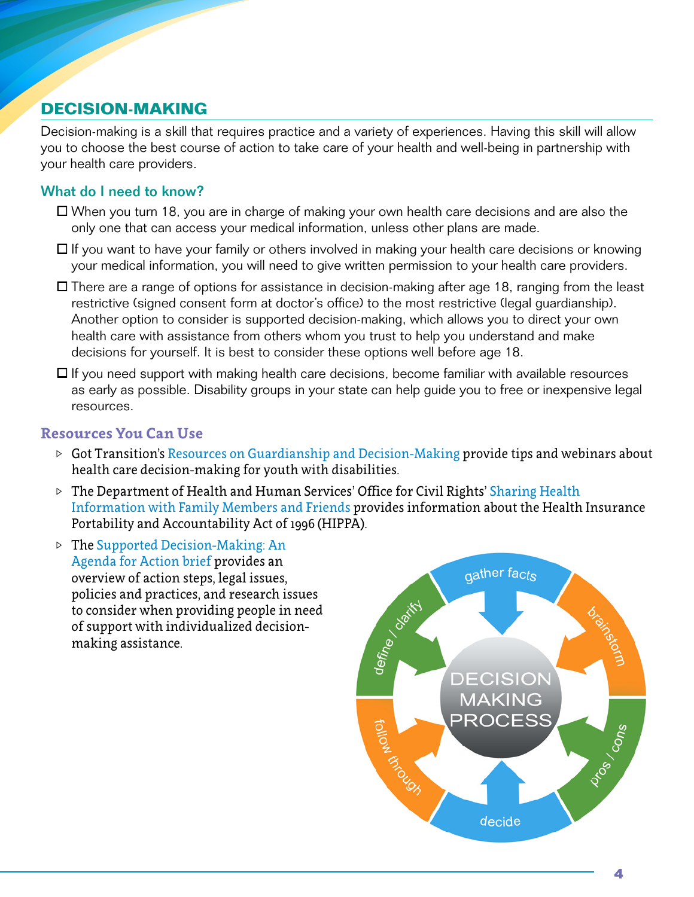## DECISION-MAKING

Decision-making is a skill that requires practice and a variety of experiences. Having this skill will allow you to choose the best course of action to take care of your health and well-being in partnership with your health care providers.

### What do I need to know?

- ☐ When you turn 18, you are in charge of making your own health care decisions and are also the only one that can access your medical information, unless other plans are made.
- ☐ If you want to have your family or others involved in making your health care decisions or knowing your medical information, you will need to give written permission to your health care providers.
- ☐ There are a range of options for assistance in decision-making after age 18, ranging from the least restrictive (signed consent form at doctor's office) to the most restrictive (legal guardianship). Another option to consider is supported decision-making, which allows you to direct your own health care with assistance from others whom you trust to help you understand and make decisions for yourself. It is best to consider these options well before age 18.
- ☐ If you need support with making health care decisions, become familiar with available resources as early as possible. Disability groups in your state can help guide you to free or inexpensive legal resources.

### Resources You Can Use

- Got Transition's Resources on Guardianship and Decision-Making provide tips and webinars about health care decision-making for youth with disabilities.
- The Department of Health and Human Services' Office for Civil Rights' Sharing Health Information with Family Members and Friends provides information about the Health Insurance Portability and Accountability Act of 1996 (HIPPA).
- The Supported Decision-Making: An Agenda for Action brief provides an overview of action steps, legal issues, policies and practices, and research issues to consider when providing people in need of support with individualized decision-making assistance.

DECISION MAKING PROCESS

gather facts

brainstorm

pros / cons

decide

follow through

define / clarify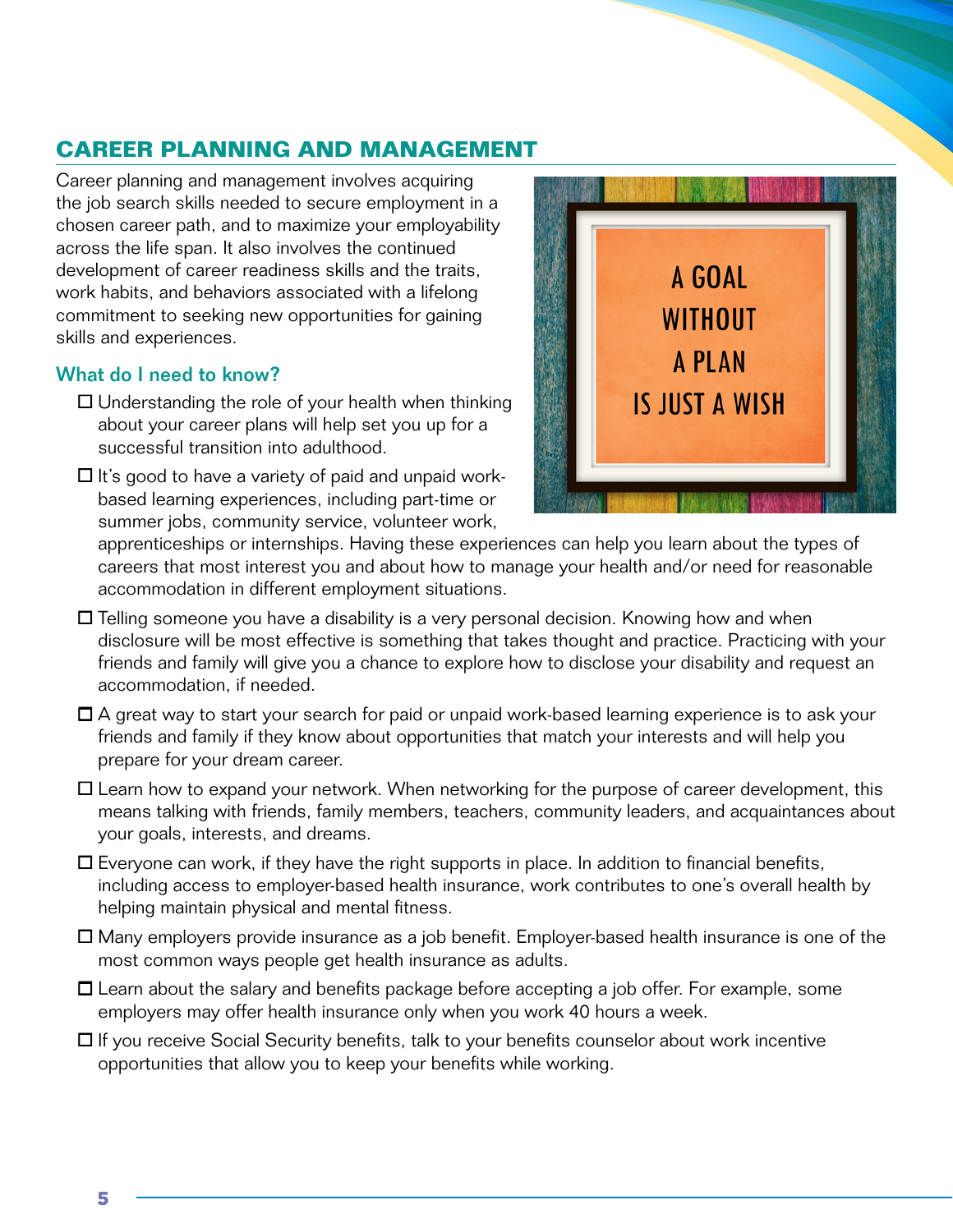## CAREER PLANNING AND MANAGEMENT

Career planning and management involves acquiring the job search skills needed to secure employment in a chosen career path, and to maximize your employability across the life span. It also involves the continued development of career readiness skills and the traits, work habits, and behaviors associated with a lifelong commitment to seeking new opportunities for gaining skills and experiences.

A GOAL WITHOUT A PLAN IS JUST A WISH

### What do I need to know?

- ☐ Understanding the role of your health when thinking about your career plans will help set you up for a successful transition into adulthood.
- ☐ It's good to have a variety of paid and unpaid work-based learning experiences, including part-time or summer jobs, community service, volunteer work, apprenticeships or internships. Having these experiences can help you learn about the types of careers that most interest you and about how to manage your health and/or need for reasonable accommodation in different employment situations.
- ☐ Telling someone you have a disability is a very personal decision. Knowing how and when disclosure will be most effective is something that takes thought and practice. Practicing with your friends and family will give you a chance to explore how to disclose your disability and request an accommodation, if needed.
- ☐ A great way to start your search for paid or unpaid work-based learning experience is to ask your friends and family if they know about opportunities that match your interests and will help you prepare for your dream career.
- ☐ Learn how to expand your network. When networking for the purpose of career development, this means talking with friends, family members, teachers, community leaders, and acquaintances about your goals, interests, and dreams.
- ☐ Everyone can work, if they have the right supports in place. In addition to financial benefits, including access to employer-based health insurance, work contributes to one's overall health by helping maintain physical and mental fitness.
- ☐ Many employers provide insurance as a job benefit. Employer-based health insurance is one of the most common ways people get health insurance as adults.
- ☐ Learn about the salary and benefits package before accepting a job offer. For example, some employers may offer health insurance only when you work 40 hours a week.
- ☐ If you receive Social Security benefits, talk to your benefits counselor about work incentive opportunities that allow you to keep your benefits while working.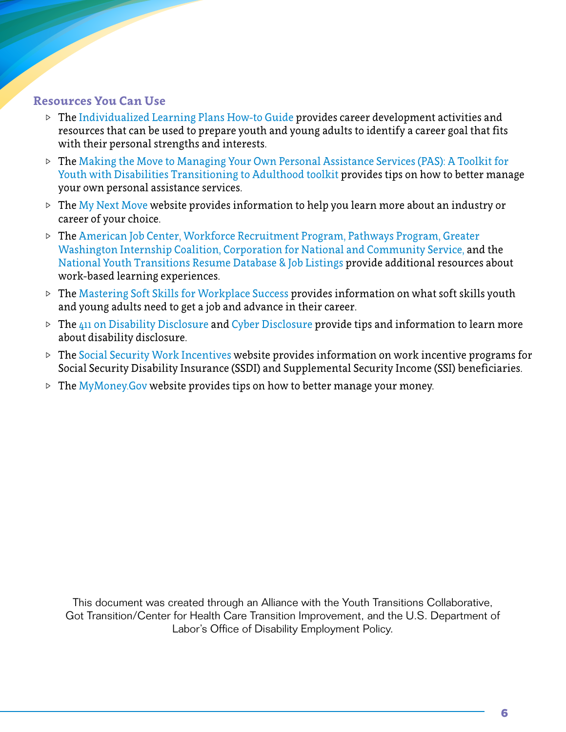## Resources You Can Use

- The Individualized Learning Plans How-to Guide provides career development activities and resources that can be used to prepare youth and young adults to identify a career goal that fits with their personal strengths and interests.
- The Making the Move to Managing Your Own Personal Assistance Services (PAS): A Toolkit for Youth with Disabilities Transitioning to Adulthood toolkit provides tips on how to better manage your own personal assistance services.
- The My Next Move website provides information to help you learn more about an industry or career of your choice.
- The American Job Center, Workforce Recruitment Program, Pathways Program, Greater Washington Internship Coalition, Corporation for National and Community Service, and the National Youth Transitions Resume Database & Job Listings provide additional resources about work-based learning experiences.
- The Mastering Soft Skills for Workplace Success provides information on what soft skills youth and young adults need to get a job and advance in their career.
- The 411 on Disability Disclosure and Cyber Disclosure provide tips and information to learn more about disability disclosure.
- The Social Security Work Incentives website provides information on work incentive programs for Social Security Disability Insurance (SSDI) and Supplemental Security Income (SSI) beneficiaries.
- The MyMoney.Gov website provides tips on how to better manage your money.

This document was created through an Alliance with the Youth Transitions Collaborative, Got Transition/Center for Health Care Transition Improvement, and the U.S. Department of Labor's Office of Disability Employment Policy.